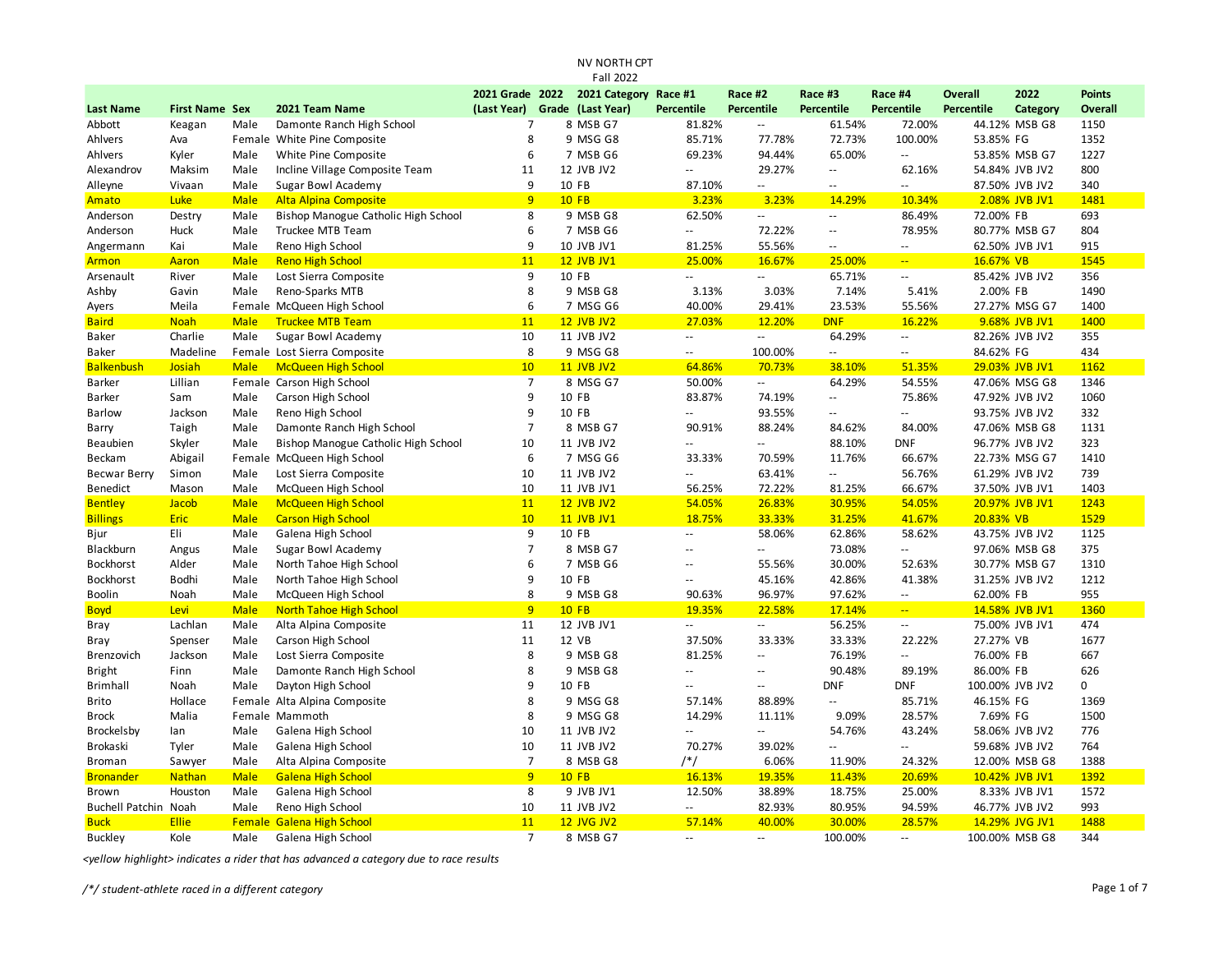NV NORTH CPT

Fall 2022

| Last Name | First Name | Sex | 2021 Team Name | 2021 Grade (Last Year) | 2022 Grade | 2021 Category (Last Year) | Race #1 Percentile | Race #2 Percentile | Race #3 Percentile | Race #4 Percentile | Overall Percentile | 2022 Category | Points Overall |
|---|---|---|---|---|---|---|---|---|---|---|---|---|---|
| Abbott | Keagan | Male | Damonte Ranch High School | 7 | 8 | MSB G7 | 81.82% | -- | 61.54% | 72.00% | 44.12% | MSB G8 | 1150 |
| Ahlvers | Ava | Female | White Pine Composite | 8 | 9 | MSG G8 | 85.71% | 77.78% | 72.73% | 100.00% | 53.85% | FG | 1352 |
| Ahlvers | Kyler | Male | White Pine Composite | 6 | 7 | MSB G6 | 69.23% | 94.44% | 65.00% | -- | 53.85% | MSB G7 | 1227 |
| Alexandrov | Maksim | Male | Incline Village Composite Team | 11 | 12 | JVB JV2 | -- | 29.27% | -- | 62.16% | 54.84% | JVB JV2 | 800 |
| Alleyne | Vivaan | Male | Sugar Bowl Academy | 9 | 10 | FB | 87.10% | -- | -- | -- | 87.50% | JVB JV2 | 340 |
| Amato | Luke | Male | Alta Alpina Composite | 9 | 10 | FB | 3.23% | 3.23% | 14.29% | 10.34% | 2.08% | JVB JV1 | 1481 |
| Anderson | Destry | Male | Bishop Manogue Catholic High School | 8 | 9 | MSB G8 | 62.50% | -- | -- | 86.49% | 72.00% | FB | 693 |
| Anderson | Huck | Male | Truckee MTB Team | 6 | 7 | MSB G6 | -- | 72.22% | -- | 78.95% | 80.77% | MSB G7 | 804 |
| Angermann | Kai | Male | Reno High School | 9 | 10 | JVB JV1 | 81.25% | 55.56% | -- | -- | 62.50% | JVB JV1 | 915 |
| Armon | Aaron | Male | Reno High School | 11 | 12 | JVB JV1 | 25.00% | 16.67% | 25.00% | -- | 16.67% | VB | 1545 |
| Arsenault | River | Male | Lost Sierra Composite | 9 | 10 | FB | -- | -- | 65.71% | -- | 85.42% | JVB JV2 | 356 |
| Ashby | Gavin | Male | Reno-Sparks MTB | 8 | 9 | MSB G8 | 3.13% | 3.03% | 7.14% | 5.41% | 2.00% | FB | 1490 |
| Ayers | Meila | Female | McQueen High School | 6 | 7 | MSG G6 | 40.00% | 29.41% | 23.53% | 55.56% | 27.27% | MSG G7 | 1400 |
| Baird | Noah | Male | Truckee MTB Team | 11 | 12 | JVB JV2 | 27.03% | 12.20% | DNF | 16.22% | 9.68% | JVB JV1 | 1400 |
| Baker | Charlie | Male | Sugar Bowl Academy | 10 | 11 | JVB JV2 | -- | -- | 64.29% | -- | 82.26% | JVB JV2 | 355 |
| Baker | Madeline | Female | Lost Sierra Composite | 8 | 9 | MSG G8 | -- | 100.00% | -- | -- | 84.62% | FG | 434 |
| Balkenbush | Josiah | Male | McQueen High School | 10 | 11 | JVB JV2 | 64.86% | 70.73% | 38.10% | 51.35% | 29.03% | JVB JV1 | 1162 |
| Barker | Lillian | Female | Carson High School | 7 | 8 | MSG G7 | 50.00% | -- | 64.29% | 54.55% | 47.06% | MSG G8 | 1346 |
| Barker | Sam | Male | Carson High School | 9 | 10 | FB | 83.87% | 74.19% | -- | 75.86% | 47.92% | JVB JV2 | 1060 |
| Barlow | Jackson | Male | Reno High School | 9 | 10 | FB | -- | 93.55% | -- | -- | 93.75% | JVB JV2 | 332 |
| Barry | Taigh | Male | Damonte Ranch High School | 7 | 8 | MSB G7 | 90.91% | 88.24% | 84.62% | 84.00% | 47.06% | MSB G8 | 1131 |
| Beaubien | Skyler | Male | Bishop Manogue Catholic High School | 10 | 11 | JVB JV2 | -- | -- | 88.10% | DNF | 96.77% | JVB JV2 | 323 |
| Beckam | Abigail | Female | McQueen High School | 6 | 7 | MSG G6 | 33.33% | 70.59% | 11.76% | 66.67% | 22.73% | MSG G7 | 1410 |
| Becwar Berry | Simon | Male | Lost Sierra Composite | 10 | 11 | JVB JV2 | -- | 63.41% | -- | 56.76% | 61.29% | JVB JV2 | 739 |
| Benedict | Mason | Male | McQueen High School | 10 | 11 | JVB JV1 | 56.25% | 72.22% | 81.25% | 66.67% | 37.50% | JVB JV1 | 1403 |
| Bentley | Jacob | Male | McQueen High School | 11 | 12 | JVB JV2 | 54.05% | 26.83% | 30.95% | 54.05% | 20.97% | JVB JV1 | 1243 |
| Billings | Eric | Male | Carson High School | 10 | 11 | JVB JV1 | 18.75% | 33.33% | 31.25% | 41.67% | 20.83% | VB | 1529 |
| Bjur | Eli | Male | Galena High School | 9 | 10 | FB | -- | 58.06% | 62.86% | 58.62% | 43.75% | JVB JV2 | 1125 |
| Blackburn | Angus | Male | Sugar Bowl Academy | 7 | 8 | MSB G7 | -- | -- | 73.08% | -- | 97.06% | MSB G8 | 375 |
| Bockhorst | Alder | Male | North Tahoe High School | 6 | 7 | MSB G6 | -- | 55.56% | 30.00% | 52.63% | 30.77% | MSB G7 | 1310 |
| Bockhorst | Bodhi | Male | North Tahoe High School | 9 | 10 | FB | -- | 45.16% | 42.86% | 41.38% | 31.25% | JVB JV2 | 1212 |
| Boolin | Noah | Male | McQueen High School | 8 | 9 | MSB G8 | 90.63% | 96.97% | 97.62% | -- | 62.00% | FB | 955 |
| Boyd | Levi | Male | North Tahoe High School | 9 | 10 | FB | 19.35% | 22.58% | 17.14% | -- | 14.58% | JVB JV1 | 1360 |
| Bray | Lachlan | Male | Alta Alpina Composite | 11 | 12 | JVB JV1 | -- | -- | 56.25% | -- | 75.00% | JVB JV1 | 474 |
| Bray | Spenser | Male | Carson High School | 11 | 12 | VB | 37.50% | 33.33% | 33.33% | 22.22% | 27.27% | VB | 1677 |
| Brenzovich | Jackson | Male | Lost Sierra Composite | 8 | 9 | MSB G8 | 81.25% | -- | 76.19% | -- | 76.00% | FB | 667 |
| Bright | Finn | Male | Damonte Ranch High School | 8 | 9 | MSB G8 | -- | -- | 90.48% | 89.19% | 86.00% | FB | 626 |
| Brimhall | Noah | Male | Dayton High School | 9 | 10 | FB | -- | -- | DNF | DNF | 100.00% | JVB JV2 | 0 |
| Brito | Hollace | Female | Alta Alpina Composite | 8 | 9 | MSG G8 | 57.14% | 88.89% | -- | 85.71% | 46.15% | FG | 1369 |
| Brock | Malia | Female | Mammoth | 8 | 9 | MSG G8 | 14.29% | 11.11% | 9.09% | 28.57% | 7.69% | FG | 1500 |
| Brockelsby | Ian | Male | Galena High School | 10 | 11 | JVB JV2 | -- | -- | 54.76% | 43.24% | 58.06% | JVB JV2 | 776 |
| Brokaski | Tyler | Male | Galena High School | 10 | 11 | JVB JV2 | 70.27% | 39.02% | -- | -- | 59.68% | JVB JV2 | 764 |
| Broman | Sawyer | Male | Alta Alpina Composite | 7 | 8 | MSB G8 | /*/ | 6.06% | 11.90% | 24.32% | 12.00% | MSB G8 | 1388 |
| Bronander | Nathan | Male | Galena High School | 9 | 10 | FB | 16.13% | 19.35% | 11.43% | 20.69% | 10.42% | JVB JV1 | 1392 |
| Brown | Houston | Male | Galena High School | 8 | 9 | JVB JV1 | 12.50% | 38.89% | 18.75% | 25.00% | 8.33% | JVB JV1 | 1572 |
| Buchell Patchin | Noah | Male | Reno High School | 10 | 11 | JVB JV2 | -- | 82.93% | 80.95% | 94.59% | 46.77% | JVB JV2 | 993 |
| Buck | Ellie | Female | Galena High School | 11 | 12 | JVG JV2 | 57.14% | 40.00% | 30.00% | 28.57% | 14.29% | JVG JV1 | 1488 |
| Buckley | Kole | Male | Galena High School | 7 | 8 | MSB G7 | -- | -- | 100.00% | -- | 100.00% | MSB G8 | 344 |

*<yellow highlight> indicates a rider that has advanced a category due to race results*

*/*/ student-athlete raced in a different category*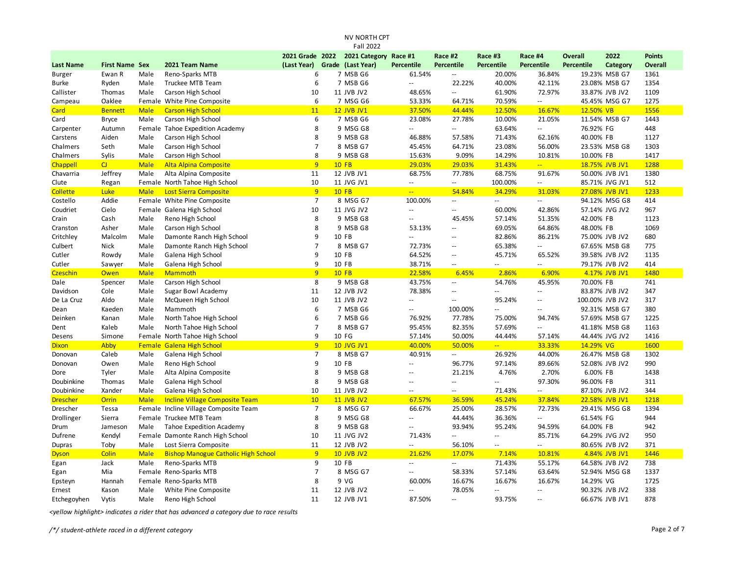NV NORTH CPT

Fall 2022

| Last Name | First Name | Sex | 2021 Team Name | 2021 Grade (Last Year) | 2022 Grade | 2021 Category (Last Year) | Race #1 Percentile | Race #2 Percentile | Race #3 Percentile | Race #4 Percentile | Overall Percentile | 2022 Category | Points Overall |
|---|---|---|---|---|---|---|---|---|---|---|---|---|---|
| Burger | Ewan R | Male | Reno-Sparks MTB | 6 | 7 | MSB G6 | 61.54% | -- | 20.00% | 36.84% | 19.23% | MSB G7 | 1361 |
| Burke | Ryden | Male | Truckee MTB Team | 6 | 7 | MSB G6 | -- | 22.22% | 40.00% | 42.11% | 23.08% | MSB G7 | 1354 |
| Callister | Thomas | Male | Carson High School | 10 | 11 | JVB JV2 | 48.65% | -- | 61.90% | 72.97% | 33.87% | JVB JV2 | 1109 |
| Campeau | Oaklee | Female | White Pine Composite | 6 | 7 | MSG G6 | 53.33% | 64.71% | 70.59% | -- | 45.45% | MSG G7 | 1275 |
| Card | Bennett | Male | Carson High School | 11 | 12 | JVB JV1 | 37.50% | 44.44% | 12.50% | 16.67% | 12.50% | VB | 1556 |
| Card | Bryce | Male | Carson High School | 6 | 7 | MSB G6 | 23.08% | 27.78% | 10.00% | 21.05% | 11.54% | MSB G7 | 1443 |
| Carpenter | Autumn | Female | Tahoe Expedition Academy | 8 | 9 | MSG G8 | -- | -- | 63.64% | -- | 76.92% | FG | 448 |
| Carstens | Aiden | Male | Carson High School | 8 | 9 | MSB G8 | 46.88% | 57.58% | 71.43% | 62.16% | 40.00% | FB | 1127 |
| Chalmers | Seth | Male | Carson High School | 7 | 8 | MSB G7 | 45.45% | 64.71% | 23.08% | 56.00% | 23.53% | MSB G8 | 1303 |
| Chalmers | Sylis | Male | Carson High School | 8 | 9 | MSB G8 | 15.63% | 9.09% | 14.29% | 10.81% | 10.00% | FB | 1417 |
| Chappell | CJ | Male | Alta Alpina Composite | 9 | 10 | FB | 29.03% | 29.03% | 31.43% | -- | 18.75% | JVB JV1 | 1288 |
| Chavarria | Jeffrey | Male | Alta Alpina Composite | 11 | 12 | JVB JV1 | 68.75% | 77.78% | 68.75% | 91.67% | 50.00% | JVB JV1 | 1380 |
| Clute | Regan | Female | North Tahoe High School | 10 | 11 | JVG JV1 | -- | -- | 100.00% | -- | 85.71% | JVG JV1 | 512 |
| Collette | Luke | Male | Lost Sierra Composite | 9 | 10 | FB | -- | 54.84% | 34.29% | 31.03% | 27.08% | JVB JV1 | 1233 |
| Costello | Addie | Female | White Pine Composite | 7 | 8 | MSG G7 | 100.00% | -- | -- | -- | 94.12% | MSG G8 | 414 |
| Coudriet | Cielo | Female | Galena High School | 10 | 11 | JVG JV2 | -- | -- | 60.00% | 42.86% | 57.14% | JVG JV2 | 967 |
| Crain | Cash | Male | Reno High School | 8 | 9 | MSB G8 | -- | 45.45% | 57.14% | 51.35% | 42.00% | FB | 1123 |
| Cranston | Asher | Male | Carson High School | 8 | 9 | MSB G8 | 53.13% | -- | 69.05% | 64.86% | 48.00% | FB | 1069 |
| Critchley | Malcolm | Male | Damonte Ranch High School | 9 | 10 | FB | -- | -- | 82.86% | 86.21% | 75.00% | JVB JV2 | 680 |
| Culbert | Nick | Male | Damonte Ranch High School | 7 | 8 | MSB G7 | 72.73% | -- | 65.38% | -- | 67.65% | MSB G8 | 775 |
| Cutler | Rowdy | Male | Galena High School | 9 | 10 | FB | 64.52% | -- | 45.71% | 65.52% | 39.58% | JVB JV2 | 1135 |
| Cutler | Sawyer | Male | Galena High School | 9 | 10 | FB | 38.71% | -- | -- | -- | 79.17% | JVB JV2 | 414 |
| Czeschin | Owen | Male | Mammoth | 9 | 10 | FB | 22.58% | 6.45% | 2.86% | 6.90% | 4.17% | JVB JV1 | 1480 |
| Dale | Spencer | Male | Carson High School | 8 | 9 | MSB G8 | 43.75% | -- | 54.76% | 45.95% | 70.00% | FB | 741 |
| Davidson | Cole | Male | Sugar Bowl Academy | 11 | 12 | JVB JV2 | 78.38% | -- | -- | -- | 83.87% | JVB JV2 | 347 |
| De La Cruz | Aldo | Male | McQueen High School | 10 | 11 | JVB JV2 | -- | -- | 95.24% | -- | 100.00% | JVB JV2 | 317 |
| Dean | Kaeden | Male | Mammoth | 6 | 7 | MSB G6 | -- | 100.00% | -- | -- | 92.31% | MSB G7 | 380 |
| Deinken | Kanan | Male | North Tahoe High School | 6 | 7 | MSB G6 | 76.92% | 77.78% | 75.00% | 94.74% | 57.69% | MSB G7 | 1225 |
| Dent | Kaleb | Male | North Tahoe High School | 7 | 8 | MSB G7 | 95.45% | 82.35% | 57.69% | -- | 41.18% | MSB G8 | 1163 |
| Desens | Simone | Female | North Tahoe High School | 9 | 10 | FG | 57.14% | 50.00% | 44.44% | 57.14% | 44.44% | JVG JV2 | 1416 |
| Dixon | Abby | Female | Galena High School | 9 | 10 | JVG JV1 | 40.00% | 50.00% | -- | 33.33% | 14.29% | VG | 1600 |
| Donovan | Caleb | Male | Galena High School | 7 | 8 | MSB G7 | 40.91% | -- | 26.92% | 44.00% | 26.47% | MSB G8 | 1302 |
| Donovan | Owen | Male | Reno High School | 9 | 10 | FB | -- | 96.77% | 97.14% | 89.66% | 52.08% | JVB JV2 | 990 |
| Dore | Tyler | Male | Alta Alpina Composite | 8 | 9 | MSB G8 | -- | 21.21% | 4.76% | 2.70% | 6.00% | FB | 1438 |
| Doubinkine | Thomas | Male | Galena High School | 8 | 9 | MSB G8 | -- | -- | -- | 97.30% | 96.00% | FB | 311 |
| Doubinkine | Xander | Male | Galena High School | 10 | 11 | JVB JV2 | -- | -- | 71.43% | -- | 87.10% | JVB JV2 | 344 |
| Drescher | Orrin | Male | Incline Village Composite Team | 10 | 11 | JVB JV2 | 67.57% | 36.59% | 45.24% | 37.84% | 22.58% | JVB JV1 | 1218 |
| Drescher | Tessa | Female | Incline Village Composite Team | 7 | 8 | MSG G7 | 66.67% | 25.00% | 28.57% | 72.73% | 29.41% | MSG G8 | 1394 |
| Drollinger | Sierra | Female | Truckee MTB Team | 8 | 9 | MSG G8 | -- | 44.44% | 36.36% | -- | 61.54% | FG | 944 |
| Drum | Jameson | Male | Tahoe Expedition Academy | 8 | 9 | MSB G8 | -- | 93.94% | 95.24% | 94.59% | 64.00% | FB | 942 |
| Dufrene | Kendyl | Female | Damonte Ranch High School | 10 | 11 | JVG JV2 | 71.43% | -- | -- | 85.71% | 64.29% | JVG JV2 | 950 |
| Dupras | Toby | Male | Lost Sierra Composite | 11 | 12 | JVB JV2 | -- | 56.10% | -- | -- | 80.65% | JVB JV2 | 371 |
| Dyson | Colin | Male | Bishop Manogue Catholic High School | 9 | 10 | JVB JV2 | 21.62% | 17.07% | 7.14% | 10.81% | 4.84% | JVB JV1 | 1446 |
| Egan | Jack | Male | Reno-Sparks MTB | 9 | 10 | FB | -- | -- | 71.43% | 55.17% | 64.58% | JVB JV2 | 738 |
| Egan | Mia | Female | Reno-Sparks MTB | 7 | 8 | MSG G7 | -- | 58.33% | 57.14% | 63.64% | 52.94% | MSG G8 | 1337 |
| Epsteyn | Hannah | Female | Reno-Sparks MTB | 8 | 9 | VG | 60.00% | 16.67% | 16.67% | 16.67% | 14.29% | VG | 1725 |
| Ernest | Kason | Male | White Pine Composite | 11 | 12 | JVB JV2 | -- | 78.05% | -- | -- | 90.32% | JVB JV2 | 338 |
| Etchegoyhen | Vytis | Male | Reno High School | 11 | 12 | JVB JV1 | 87.50% | -- | 93.75% | -- | 66.67% | JVB JV1 | 878 |

*<yellow highlight> indicates a rider that has advanced a category due to race results*

*/\*/ student-athlete raced in a different category*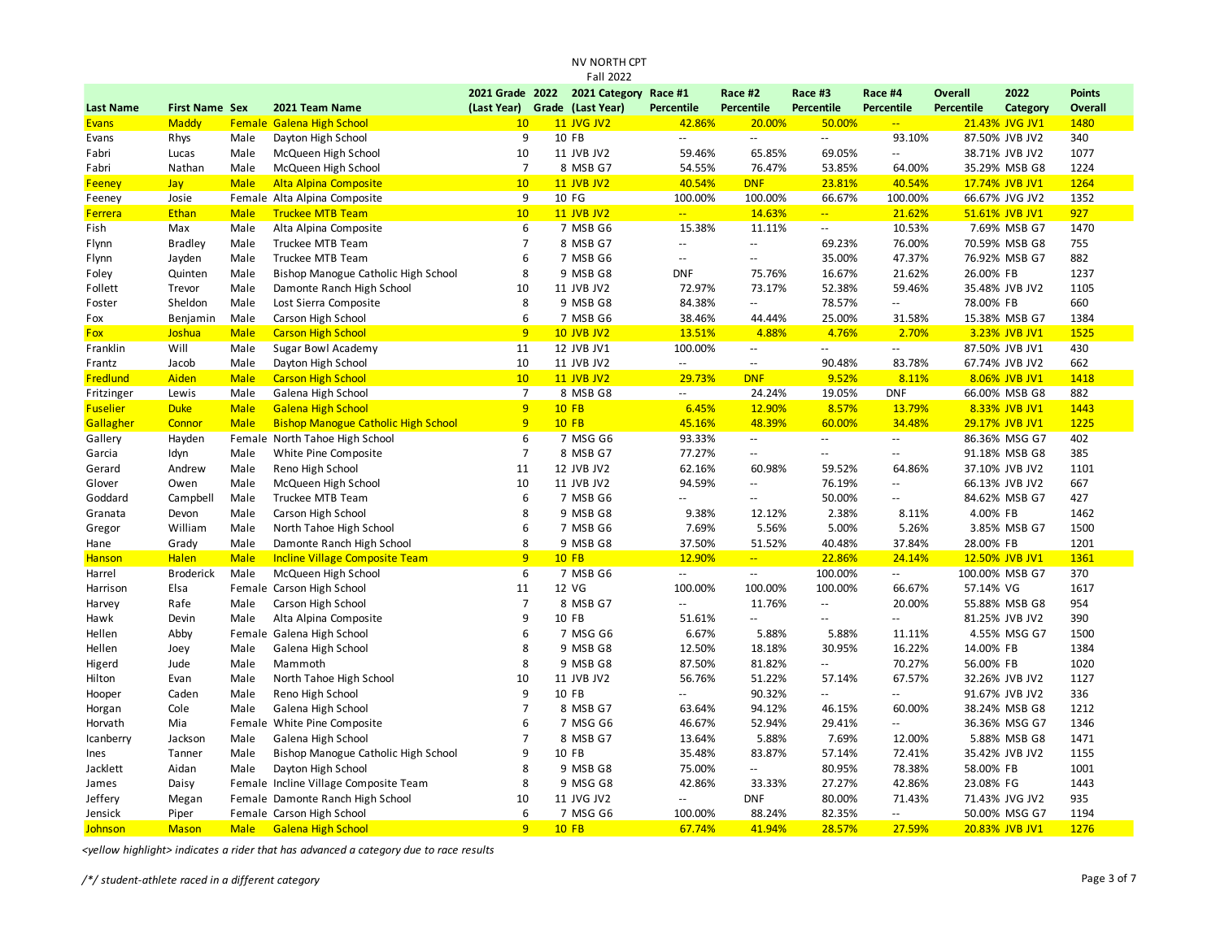NV NORTH CPT

Fall 2022

| Last Name | First Name | Sex | 2021 Team Name | 2021 Grade (Last Year) | 2022 Grade | 2021 Category (Last Year) | Race #1 Percentile | Race #2 Percentile | Race #3 Percentile | Race #4 Percentile | Overall Percentile | 2022 Category | Points Overall |
|---|---|---|---|---|---|---|---|---|---|---|---|---|---|
| Evans | Maddy | Female | Galena High School | 10 | 11 | JVG JV2 | 42.86% | 20.00% | 50.00% | -- | 21.43% | JVG JV1 | 1480 |
| Evans | Rhys | Male | Dayton High School | 9 | 10 | FB | -- | -- | -- | 93.10% | 87.50% | JVB JV2 | 340 |
| Fabri | Lucas | Male | McQueen High School | 10 | 11 | JVB JV2 | 59.46% | 65.85% | 69.05% | -- | 38.71% | JVB JV2 | 1077 |
| Fabri | Nathan | Male | McQueen High School | 7 | 8 | MSB G7 | 54.55% | 76.47% | 53.85% | 64.00% | 35.29% | MSB G8 | 1224 |
| Feeney | Jay | Male | Alta Alpina Composite | 10 | 11 | JVB JV2 | 40.54% | DNF | 23.81% | 40.54% | 17.74% | JVB JV1 | 1264 |
| Feeney | Josie | Female | Alta Alpina Composite | 9 | 10 | FG | 100.00% | 100.00% | 66.67% | 100.00% | 66.67% | JVG JV2 | 1352 |
| Ferrera | Ethan | Male | Truckee MTB Team | 10 | 11 | JVB JV2 | -- | 14.63% | -- | 21.62% | 51.61% | JVB JV1 | 927 |
| Fish | Max | Male | Alta Alpina Composite | 6 | 7 | MSB G6 | 15.38% | 11.11% | -- | 10.53% | 7.69% | MSB G7 | 1470 |
| Flynn | Bradley | Male | Truckee MTB Team | 7 | 8 | MSB G7 | -- | -- | 69.23% | 76.00% | 70.59% | MSB G8 | 755 |
| Flynn | Jayden | Male | Truckee MTB Team | 6 | 7 | MSB G6 | -- | -- | 35.00% | 47.37% | 76.92% | MSB G7 | 882 |
| Foley | Quinten | Male | Bishop Manogue Catholic High School | 8 | 9 | MSB G8 | DNF | 75.76% | 16.67% | 21.62% | 26.00% | FB | 1237 |
| Follett | Trevor | Male | Damonte Ranch High School | 10 | 11 | JVB JV2 | 72.97% | 73.17% | 52.38% | 59.46% | 35.48% | JVB JV2 | 1105 |
| Foster | Sheldon | Male | Lost Sierra Composite | 8 | 9 | MSB G8 | 84.38% | -- | 78.57% | -- | 78.00% | FB | 660 |
| Fox | Benjamin | Male | Carson High School | 6 | 7 | MSB G6 | 38.46% | 44.44% | 25.00% | 31.58% | 15.38% | MSB G7 | 1384 |
| Fox | Joshua | Male | Carson High School | 9 | 10 | JVB JV2 | 13.51% | 4.88% | 4.76% | 2.70% | 3.23% | JVB JV1 | 1525 |
| Franklin | Will | Male | Sugar Bowl Academy | 11 | 12 | JVB JV1 | 100.00% | -- | -- | -- | 87.50% | JVB JV1 | 430 |
| Frantz | Jacob | Male | Dayton High School | 10 | 11 | JVB JV2 | -- | -- | 90.48% | 83.78% | 67.74% | JVB JV2 | 662 |
| Fredlund | Aiden | Male | Carson High School | 10 | 11 | JVB JV2 | 29.73% | DNF | 9.52% | 8.11% | 8.06% | JVB JV1 | 1418 |
| Fritzinger | Lewis | Male | Galena High School | 7 | 8 | MSB G8 | -- | 24.24% | 19.05% | DNF | 66.00% | MSB G8 | 882 |
| Fuselier | Duke | Male | Galena High School | 9 | 10 | FB | 6.45% | 12.90% | 8.57% | 13.79% | 8.33% | JVB JV1 | 1443 |
| Gallagher | Connor | Male | Bishop Manogue Catholic High School | 9 | 10 | FB | 45.16% | 48.39% | 60.00% | 34.48% | 29.17% | JVB JV1 | 1225 |
| Gallery | Hayden | Female | North Tahoe High School | 6 | 7 | MSG G6 | 93.33% | -- | -- | -- | 86.36% | MSG G7 | 402 |
| Garcia | Idyn | Male | White Pine Composite | 7 | 8 | MSB G7 | 77.27% | -- | -- | -- | 91.18% | MSB G8 | 385 |
| Gerard | Andrew | Male | Reno High School | 11 | 12 | JVB JV2 | 62.16% | 60.98% | 59.52% | 64.86% | 37.10% | JVB JV2 | 1101 |
| Glover | Owen | Male | McQueen High School | 10 | 11 | JVB JV2 | 94.59% | -- | 76.19% | -- | 66.13% | JVB JV2 | 667 |
| Goddard | Campbell | Male | Truckee MTB Team | 6 | 7 | MSB G6 | -- | -- | 50.00% | -- | 84.62% | MSB G7 | 427 |
| Granata | Devon | Male | Carson High School | 8 | 9 | MSB G8 | 9.38% | 12.12% | 2.38% | 8.11% | 4.00% | FB | 1462 |
| Gregor | William | Male | North Tahoe High School | 6 | 7 | MSB G6 | 7.69% | 5.56% | 5.00% | 5.26% | 3.85% | MSB G7 | 1500 |
| Hane | Grady | Male | Damonte Ranch High School | 8 | 9 | MSB G8 | 37.50% | 51.52% | 40.48% | 37.84% | 28.00% | FB | 1201 |
| Hanson | Halen | Male | Incline Village Composite Team | 9 | 10 | FB | 12.90% | -- | 22.86% | 24.14% | 12.50% | JVB JV1 | 1361 |
| Harrel | Broderick | Male | McQueen High School | 6 | 7 | MSB G6 | -- | -- | 100.00% | -- | 100.00% | MSB G7 | 370 |
| Harrison | Elsa | Female | Carson High School | 11 | 12 | VG | 100.00% | 100.00% | 100.00% | 66.67% | 57.14% | VG | 1617 |
| Harvey | Rafe | Male | Carson High School | 7 | 8 | MSB G7 | -- | 11.76% | -- | 20.00% | 55.88% | MSB G8 | 954 |
| Hawk | Devin | Male | Alta Alpina Composite | 9 | 10 | FB | 51.61% | -- | -- | -- | 81.25% | JVB JV2 | 390 |
| Hellen | Abby | Female | Galena High School | 6 | 7 | MSG G6 | 6.67% | 5.88% | 5.88% | 11.11% | 4.55% | MSG G7 | 1500 |
| Hellen | Joey | Male | Galena High School | 8 | 9 | MSB G8 | 12.50% | 18.18% | 30.95% | 16.22% | 14.00% | FB | 1384 |
| Higerd | Jude | Male | Mammoth | 8 | 9 | MSB G8 | 87.50% | 81.82% | -- | 70.27% | 56.00% | FB | 1020 |
| Hilton | Evan | Male | North Tahoe High School | 10 | 11 | JVB JV2 | 56.76% | 51.22% | 57.14% | 67.57% | 32.26% | JVB JV2 | 1127 |
| Hooper | Caden | Male | Reno High School | 9 | 10 | FB | -- | 90.32% | -- | -- | 91.67% | JVB JV2 | 336 |
| Horgan | Cole | Male | Galena High School | 7 | 8 | MSB G7 | 63.64% | 94.12% | 46.15% | 60.00% | 38.24% | MSB G8 | 1212 |
| Horvath | Mia | Female | White Pine Composite | 6 | 7 | MSG G6 | 46.67% | 52.94% | 29.41% | -- | 36.36% | MSG G7 | 1346 |
| Icanberry | Jackson | Male | Galena High School | 7 | 8 | MSB G7 | 13.64% | 5.88% | 7.69% | 12.00% | 5.88% | MSB G8 | 1471 |
| Ines | Tanner | Male | Bishop Manogue Catholic High School | 9 | 10 | FB | 35.48% | 83.87% | 57.14% | 72.41% | 35.42% | JVB JV2 | 1155 |
| Jacklett | Aidan | Male | Dayton High School | 8 | 9 | MSB G8 | 75.00% | -- | 80.95% | 78.38% | 58.00% | FB | 1001 |
| James | Daisy | Female | Incline Village Composite Team | 8 | 9 | MSG G8 | 42.86% | 33.33% | 27.27% | 42.86% | 23.08% | FG | 1443 |
| Jeffery | Megan | Female | Damonte Ranch High School | 10 | 11 | JVG JV2 | -- | DNF | 80.00% | 71.43% | 71.43% | JVG JV2 | 935 |
| Jensick | Piper | Female | Carson High School | 6 | 7 | MSG G6 | 100.00% | 88.24% | 82.35% | -- | 50.00% | MSG G7 | 1194 |
| Johnson | Mason | Male | Galena High School | 9 | 10 | FB | 67.74% | 41.94% | 28.57% | 27.59% | 20.83% | JVB JV1 | 1276 |

*<yellow highlight> indicates a rider that has advanced a category due to race results*

*/*/ student-athlete raced in a different category*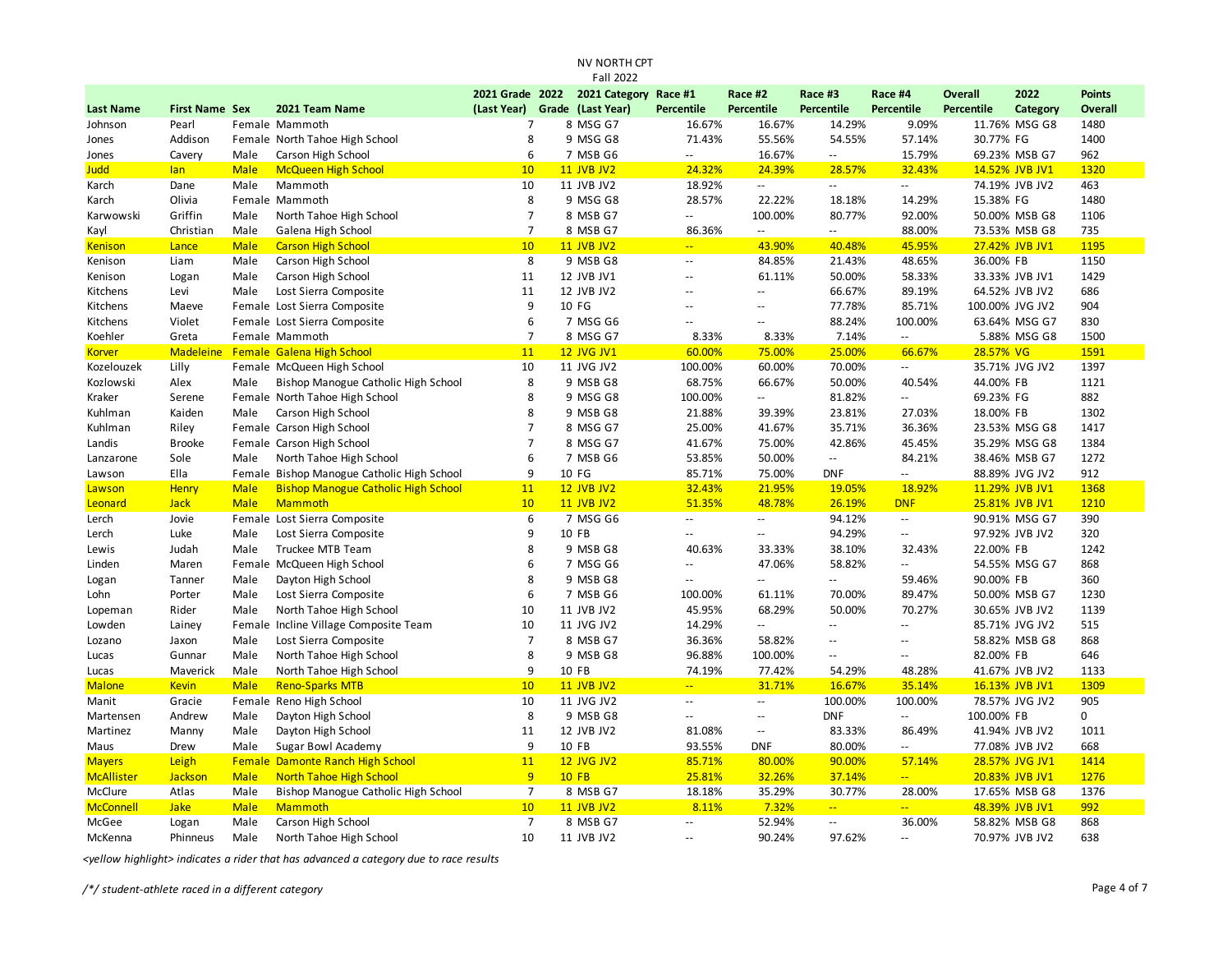NV NORTH CPT
Fall 2022

| Last Name | First Name | Sex | 2021 Team Name | 2021 Grade (Last Year) | 2022 Grade | 2021 Category (Last Year) | Race #1 Percentile | Race #2 Percentile | Race #3 Percentile | Race #4 Percentile | Overall Percentile | 2022 Category | Points Overall |
|---|---|---|---|---|---|---|---|---|---|---|---|---|---|
| Johnson | Pearl | Female | Mammoth | 7 | 8 | MSG G7 | 16.67% | 16.67% | 14.29% | 9.09% | 11.76% | MSG G8 | 1480 |
| Jones | Addison | Female | North Tahoe High School | 8 | 9 | MSG G8 | 71.43% | 55.56% | 54.55% | 57.14% | 30.77% | FG | 1400 |
| Jones | Cavery | Male | Carson High School | 6 | 7 | MSB G6 | -- | 16.67% | -- | 15.79% | 69.23% | MSB G7 | 962 |
| Judd | Ian | Male | McQueen High School | 10 | 11 | JVB JV2 | 24.32% | 24.39% | 28.57% | 32.43% | 14.52% | JVB JV1 | 1320 |
| Karch | Dane | Male | Mammoth | 10 | 11 | JVB JV2 | 18.92% | -- | -- | -- | 74.19% | JVB JV2 | 463 |
| Karch | Olivia | Female | Mammoth | 8 | 9 | MSG G8 | 28.57% | 22.22% | 18.18% | 14.29% | 15.38% | FG | 1480 |
| Karwowski | Griffin | Male | North Tahoe High School | 7 | 8 | MSB G7 | -- | 100.00% | 80.77% | 92.00% | 50.00% | MSB G8 | 1106 |
| Kayl | Christian | Male | Galena High School | 7 | 8 | MSB G7 | 86.36% | -- | -- | 88.00% | 73.53% | MSB G8 | 735 |
| Kenison | Lance | Male | Carson High School | 10 | 11 | JVB JV2 | -- | 43.90% | 40.48% | 45.95% | 27.42% | JVB JV1 | 1195 |
| Kenison | Liam | Male | Carson High School | 8 | 9 | MSB G8 | -- | 84.85% | 21.43% | 48.65% | 36.00% | FB | 1150 |
| Kenison | Logan | Male | Carson High School | 11 | 12 | JVB JV1 | -- | 61.11% | 50.00% | 58.33% | 33.33% | JVB JV1 | 1429 |
| Kitchens | Levi | Male | Lost Sierra Composite | 11 | 12 | JVB JV2 | -- | -- | 66.67% | 89.19% | 64.52% | JVB JV2 | 686 |
| Kitchens | Maeve | Female | Lost Sierra Composite | 9 | 10 | FG | -- | -- | 77.78% | 85.71% | 100.00% | JVG JV2 | 904 |
| Kitchens | Violet | Female | Lost Sierra Composite | 6 | 7 | MSG G6 | -- | -- | 88.24% | 100.00% | 63.64% | MSG G7 | 830 |
| Koehler | Greta | Female | Mammoth | 7 | 8 | MSG G7 | 8.33% | 8.33% | 7.14% | -- | 5.88% | MSG G8 | 1500 |
| Korver | Madeleine | Female | Galena High School | 11 | 12 | JVG JV1 | 60.00% | 75.00% | 25.00% | 66.67% | 28.57% | VG | 1591 |
| Kozelouzek | Lilly | Female | McQueen High School | 10 | 11 | JVG JV2 | 100.00% | 60.00% | 70.00% | -- | 35.71% | JVG JV2 | 1397 |
| Kozlowski | Alex | Male | Bishop Manogue Catholic High School | 8 | 9 | MSB G8 | 68.75% | 66.67% | 50.00% | 40.54% | 44.00% | FB | 1121 |
| Kraker | Serene | Female | North Tahoe High School | 8 | 9 | MSG G8 | 100.00% | -- | 81.82% | -- | 69.23% | FG | 882 |
| Kuhlman | Kaiden | Male | Carson High School | 8 | 9 | MSB G8 | 21.88% | 39.39% | 23.81% | 27.03% | 18.00% | FB | 1302 |
| Kuhlman | Riley | Female | Carson High School | 7 | 8 | MSG G7 | 25.00% | 41.67% | 35.71% | 36.36% | 23.53% | MSG G8 | 1417 |
| Landis | Brooke | Female | Carson High School | 7 | 8 | MSG G7 | 41.67% | 75.00% | 42.86% | 45.45% | 35.29% | MSG G8 | 1384 |
| Lanzarone | Sole | Male | North Tahoe High School | 6 | 7 | MSB G6 | 53.85% | 50.00% | -- | 84.21% | 38.46% | MSB G7 | 1272 |
| Lawson | Ella | Female | Bishop Manogue Catholic High School | 9 | 10 | FG | 85.71% | 75.00% | DNF | -- | 88.89% | JVG JV2 | 912 |
| Lawson | Henry | Male | Bishop Manogue Catholic High School | 11 | 12 | JVB JV2 | 32.43% | 21.95% | 19.05% | 18.92% | 11.29% | JVB JV1 | 1368 |
| Leonard | Jack | Male | Mammoth | 10 | 11 | JVB JV2 | 51.35% | 48.78% | 26.19% | DNF | 25.81% | JVB JV1 | 1210 |
| Lerch | Jovie | Female | Lost Sierra Composite | 6 | 7 | MSG G6 | -- | -- | 94.12% | -- | 90.91% | MSG G7 | 390 |
| Lerch | Luke | Male | Lost Sierra Composite | 9 | 10 | FB | -- | -- | 94.29% | -- | 97.92% | JVB JV2 | 320 |
| Lewis | Judah | Male | Truckee MTB Team | 8 | 9 | MSB G8 | 40.63% | 33.33% | 38.10% | 32.43% | 22.00% | FB | 1242 |
| Linden | Maren | Female | McQueen High School | 6 | 7 | MSG G6 | -- | 47.06% | 58.82% | -- | 54.55% | MSG G7 | 868 |
| Logan | Tanner | Male | Dayton High School | 8 | 9 | MSB G8 | -- | -- | -- | 59.46% | 90.00% | FB | 360 |
| Lohn | Porter | Male | Lost Sierra Composite | 6 | 7 | MSB G6 | 100.00% | 61.11% | 70.00% | 89.47% | 50.00% | MSB G7 | 1230 |
| Lopeman | Rider | Male | North Tahoe High School | 10 | 11 | JVB JV2 | 45.95% | 68.29% | 50.00% | 70.27% | 30.65% | JVB JV2 | 1139 |
| Lowden | Lainey | Female | Incline Village Composite Team | 10 | 11 | JVG JV2 | 14.29% | -- | -- | -- | 85.71% | JVG JV2 | 515 |
| Lozano | Jaxon | Male | Lost Sierra Composite | 7 | 8 | MSB G7 | 36.36% | 58.82% | -- | -- | 58.82% | MSB G8 | 868 |
| Lucas | Gunnar | Male | North Tahoe High School | 8 | 9 | MSB G8 | 96.88% | 100.00% | -- | -- | 82.00% | FB | 646 |
| Lucas | Maverick | Male | North Tahoe High School | 9 | 10 | FB | 74.19% | 77.42% | 54.29% | 48.28% | 41.67% | JVB JV2 | 1133 |
| Malone | Kevin | Male | Reno-Sparks MTB | 10 | 11 | JVB JV2 | -- | 31.71% | 16.67% | 35.14% | 16.13% | JVB JV1 | 1309 |
| Manit | Gracie | Female | Reno High School | 10 | 11 | JVG JV2 | -- | -- | 100.00% | 100.00% | 78.57% | JVG JV2 | 905 |
| Martensen | Andrew | Male | Dayton High School | 8 | 9 | MSB G8 | -- | -- | DNF | -- | 100.00% | FB | 0 |
| Martinez | Manny | Male | Dayton High School | 11 | 12 | JVB JV2 | 81.08% | -- | 83.33% | 86.49% | 41.94% | JVB JV2 | 1011 |
| Maus | Drew | Male | Sugar Bowl Academy | 9 | 10 | FB | 93.55% | DNF | 80.00% | -- | 77.08% | JVB JV2 | 668 |
| Mayers | Leigh | Female | Damonte Ranch High School | 11 | 12 | JVG JV2 | 85.71% | 80.00% | 90.00% | 57.14% | 28.57% | JVG JV1 | 1414 |
| McAllister | Jackson | Male | North Tahoe High School | 9 | 10 | FB | 25.81% | 32.26% | 37.14% | -- | 20.83% | JVB JV1 | 1276 |
| McClure | Atlas | Male | Bishop Manogue Catholic High School | 7 | 8 | MSB G7 | 18.18% | 35.29% | 30.77% | 28.00% | 17.65% | MSB G8 | 1376 |
| McConnell | Jake | Male | Mammoth | 10 | 11 | JVB JV2 | 8.11% | 7.32% | -- | -- | 48.39% | JVB JV1 | 992 |
| McGee | Logan | Male | Carson High School | 7 | 8 | MSB G7 | -- | 52.94% | -- | 36.00% | 58.82% | MSB G8 | 868 |
| McKenna | Phinneus | Male | North Tahoe High School | 10 | 11 | JVB JV2 | -- | 90.24% | 97.62% | -- | 70.97% | JVB JV2 | 638 |

*<yellow highlight> indicates a rider that has advanced a category due to race results*

*/\*/ student-athlete raced in a different category*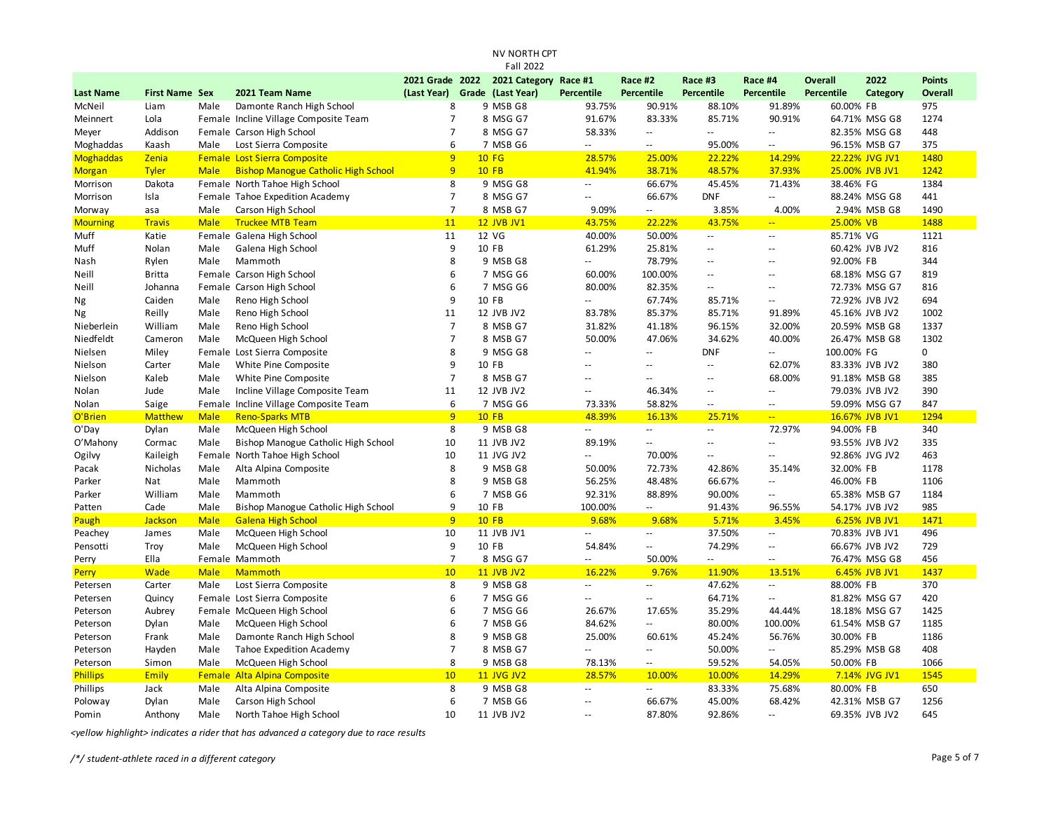NV NORTH CPT
Fall 2022

| Last Name | First Name | Sex | 2021 Team Name | 2021 Grade (Last Year) | 2022 Grade | 2021 Category (Last Year) | Race #1 Percentile | Race #2 Percentile | Race #3 Percentile | Race #4 Percentile | Overall Percentile | 2022 Category | Points Overall |
|---|---|---|---|---|---|---|---|---|---|---|---|---|---|
| McNeil | Liam | Male | Damonte Ranch High School | 8 | 9 | MSB G8 | 93.75% | 90.91% | 88.10% | 91.89% | 60.00% | FB | 975 |
| Meinnert | Lola | Female | Incline Village Composite Team | 7 | 8 | MSG G7 | 91.67% | 83.33% | 85.71% | 90.91% | 64.71% | MSG G8 | 1274 |
| Meyer | Addison | Female | Carson High School | 7 | 8 | MSG G7 | 58.33% | -- | -- | -- | 82.35% | MSG G8 | 448 |
| Moghaddas | Kaash | Male | Lost Sierra Composite | 6 | 7 | MSB G6 | -- | -- | 95.00% | -- | 96.15% | MSB G7 | 375 |
| Moghaddas | Zenia | Female | Lost Sierra Composite | 9 | 10 | FG | 28.57% | 25.00% | 22.22% | 14.29% | 22.22% | JVG JV1 | 1480 |
| Morgan | Tyler | Male | Bishop Manogue Catholic High School | 9 | 10 | FB | 41.94% | 38.71% | 48.57% | 37.93% | 25.00% | JVB JV1 | 1242 |
| Morrison | Dakota | Female | North Tahoe High School | 8 | 9 | MSG G8 | -- | 66.67% | 45.45% | 71.43% | 38.46% | FG | 1384 |
| Morrison | Isla | Female | Tahoe Expedition Academy | 7 | 8 | MSG G7 | -- | 66.67% | DNF | -- | 88.24% | MSG G8 | 441 |
| Morway | asa | Male | Carson High School | 7 | 8 | MSB G7 | 9.09% | -- | 3.85% | 4.00% | 2.94% | MSB G8 | 1490 |
| Mourning | Travis | Male | Truckee MTB Team | 11 | 12 | JVB JV1 | 43.75% | 22.22% | 43.75% | -- | 25.00% | VB | 1488 |
| Muff | Katie | Female | Galena High School | 11 | 12 | VG | 40.00% | 50.00% | -- | -- | 85.71% | VG | 1121 |
| Muff | Nolan | Male | Galena High School | 9 | 10 | FB | 61.29% | 25.81% | -- | -- | 60.42% | JVB JV2 | 816 |
| Nash | Rylen | Male | Mammoth | 8 | 9 | MSB G8 | -- | 78.79% | -- | -- | 92.00% | FB | 344 |
| Neill | Britta | Female | Carson High School | 6 | 7 | MSG G6 | 60.00% | 100.00% | -- | -- | 68.18% | MSG G7 | 819 |
| Neill | Johanna | Female | Carson High School | 6 | 7 | MSG G6 | 80.00% | 82.35% | -- | -- | 72.73% | MSG G7 | 816 |
| Ng | Caiden | Male | Reno High School | 9 | 10 | FB | -- | 67.74% | 85.71% | -- | 72.92% | JVB JV2 | 694 |
| Ng | Reilly | Male | Reno High School | 11 | 12 | JVB JV2 | 83.78% | 85.37% | 85.71% | 91.89% | 45.16% | JVB JV2 | 1002 |
| Nieberlein | William | Male | Reno High School | 7 | 8 | MSB G7 | 31.82% | 41.18% | 96.15% | 32.00% | 20.59% | MSB G8 | 1337 |
| Niedfeldt | Cameron | Male | McQueen High School | 7 | 8 | MSB G7 | 50.00% | 47.06% | 34.62% | 40.00% | 26.47% | MSB G8 | 1302 |
| Nielsen | Miley | Female | Lost Sierra Composite | 8 | 9 | MSG G8 | -- | -- | DNF | -- | 100.00% | FG | 0 |
| Nielson | Carter | Male | White Pine Composite | 9 | 10 | FB | -- | -- | -- | 62.07% | 83.33% | JVB JV2 | 380 |
| Nielson | Kaleb | Male | White Pine Composite | 7 | 8 | MSB G7 | -- | -- | -- | 68.00% | 91.18% | MSB G8 | 385 |
| Nolan | Jude | Male | Incline Village Composite Team | 11 | 12 | JVB JV2 | -- | 46.34% | -- | -- | 79.03% | JVB JV2 | 390 |
| Nolan | Saige | Female | Incline Village Composite Team | 6 | 7 | MSG G6 | 73.33% | 58.82% | -- | -- | 59.09% | MSG G7 | 847 |
| O'Brien | Matthew | Male | Reno-Sparks MTB | 9 | 10 | FB | 48.39% | 16.13% | 25.71% | -- | 16.67% | JVB JV1 | 1294 |
| O'Day | Dylan | Male | McQueen High School | 8 | 9 | MSB G8 | -- | -- | -- | 72.97% | 94.00% | FB | 340 |
| O'Mahony | Cormac | Male | Bishop Manogue Catholic High School | 10 | 11 | JVB JV2 | 89.19% | -- | -- | -- | 93.55% | JVB JV2 | 335 |
| Ogilvy | Kaileigh | Female | North Tahoe High School | 10 | 11 | JVG JV2 | -- | 70.00% | -- | -- | 92.86% | JVG JV2 | 463 |
| Pacak | Nicholas | Male | Alta Alpina Composite | 8 | 9 | MSB G8 | 50.00% | 72.73% | 42.86% | 35.14% | 32.00% | FB | 1178 |
| Parker | Nat | Male | Mammoth | 8 | 9 | MSB G8 | 56.25% | 48.48% | 66.67% | -- | 46.00% | FB | 1106 |
| Parker | William | Male | Mammoth | 6 | 7 | MSB G6 | 92.31% | 88.89% | 90.00% | -- | 65.38% | MSB G7 | 1184 |
| Patten | Cade | Male | Bishop Manogue Catholic High School | 9 | 10 | FB | 100.00% | -- | 91.43% | 96.55% | 54.17% | JVB JV2 | 985 |
| Paugh | Jackson | Male | Galena High School | 9 | 10 | FB | 9.68% | 9.68% | 5.71% | 3.45% | 6.25% | JVB JV1 | 1471 |
| Peachey | James | Male | McQueen High School | 10 | 11 | JVB JV1 | -- | -- | 37.50% | -- | 70.83% | JVB JV1 | 496 |
| Pensotti | Troy | Male | McQueen High School | 9 | 10 | FB | 54.84% | -- | 74.29% | -- | 66.67% | JVB JV2 | 729 |
| Perry | Ella | Female | Mammoth | 7 | 8 | MSG G7 | -- | 50.00% | -- | -- | 76.47% | MSG G8 | 456 |
| Perry | Wade | Male | Mammoth | 10 | 11 | JVB JV2 | 16.22% | 9.76% | 11.90% | 13.51% | 6.45% | JVB JV1 | 1437 |
| Petersen | Carter | Male | Lost Sierra Composite | 8 | 9 | MSB G8 | -- | -- | 47.62% | -- | 88.00% | FB | 370 |
| Petersen | Quincy | Female | Lost Sierra Composite | 6 | 7 | MSG G6 | -- | -- | 64.71% | -- | 81.82% | MSG G7 | 420 |
| Peterson | Aubrey | Female | McQueen High School | 6 | 7 | MSG G6 | 26.67% | 17.65% | 35.29% | 44.44% | 18.18% | MSG G7 | 1425 |
| Peterson | Dylan | Male | McQueen High School | 6 | 7 | MSB G6 | 84.62% | -- | 80.00% | 100.00% | 61.54% | MSB G7 | 1185 |
| Peterson | Frank | Male | Damonte Ranch High School | 8 | 9 | MSB G8 | 25.00% | 60.61% | 45.24% | 56.76% | 30.00% | FB | 1186 |
| Peterson | Hayden | Male | Tahoe Expedition Academy | 7 | 8 | MSB G7 | -- | -- | 50.00% | -- | 85.29% | MSB G8 | 408 |
| Peterson | Simon | Male | McQueen High School | 8 | 9 | MSB G8 | 78.13% | -- | 59.52% | 54.05% | 50.00% | FB | 1066 |
| Phillips | Emily | Female | Alta Alpina Composite | 10 | 11 | JVG JV2 | 28.57% | 10.00% | 10.00% | 14.29% | 7.14% | JVG JV1 | 1545 |
| Phillips | Jack | Male | Alta Alpina Composite | 8 | 9 | MSB G8 | -- | -- | 83.33% | 75.68% | 80.00% | FB | 650 |
| Poloway | Dylan | Male | Carson High School | 6 | 7 | MSB G6 | -- | 66.67% | 45.00% | 68.42% | 42.31% | MSB G7 | 1256 |
| Pomin | Anthony | Male | North Tahoe High School | 10 | 11 | JVB JV2 | -- | 87.80% | 92.86% | -- | 69.35% | JVB JV2 | 645 |

*<yellow highlight> indicates a rider that has advanced a category due to race results*

*/*/ student-athlete raced in a different category*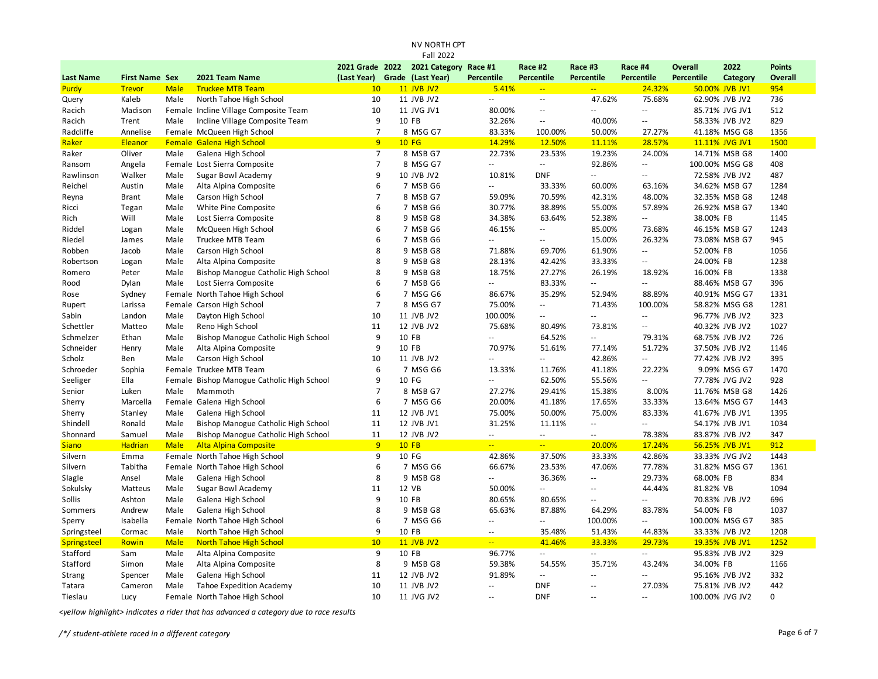NV NORTH CPT
Fall 2022

| Last Name | First Name | Sex | 2021 Team Name | 2021 Grade (Last Year) | 2022 Grade | 2021 Category (Last Year) | Race #1 Percentile | Race #2 Percentile | Race #3 Percentile | Race #4 Percentile | Overall Percentile | 2022 Category | Points Overall |
|---|---|---|---|---|---|---|---|---|---|---|---|---|---|
| Purdy | Trevor | Male | Truckee MTB Team | 10 | 11 | JVB JV2 | 5.41% | -- | -- | 24.32% | 50.00% | JVB JV1 | 954 |
| Query | Kaleb | Male | North Tahoe High School | 10 | 11 | JVB JV2 | -- | -- | 47.62% | 75.68% | 62.90% | JVB JV2 | 736 |
| Racich | Madison | Female | Incline Village Composite Team | 10 | 11 | JVG JV1 | 80.00% | -- | -- | -- | 85.71% | JVG JV1 | 512 |
| Racich | Trent | Male | Incline Village Composite Team | 9 | 10 | FB | 32.26% | -- | 40.00% | -- | 58.33% | JVB JV2 | 829 |
| Radcliffe | Annelise | Female | McQueen High School | 7 | 8 | MSG G7 | 83.33% | 100.00% | 50.00% | 27.27% | 41.18% | MSG G8 | 1356 |
| Raker | Eleanor | Female | Galena High School | 9 | 10 | FG | 14.29% | 12.50% | 11.11% | 28.57% | 11.11% | JVG JV1 | 1500 |
| Raker | Oliver | Male | Galena High School | 7 | 8 | MSB G7 | 22.73% | 23.53% | 19.23% | 24.00% | 14.71% | MSB G8 | 1400 |
| Ransom | Angela | Female | Lost Sierra Composite | 7 | 8 | MSG G7 | -- | -- | 92.86% | -- | 100.00% | MSG G8 | 408 |
| Rawlinson | Walker | Male | Sugar Bowl Academy | 9 | 10 | JVB JV2 | 10.81% | DNF | -- | -- | 72.58% | JVB JV2 | 487 |
| Reichel | Austin | Male | Alta Alpina Composite | 6 | 7 | MSB G6 | -- | 33.33% | 60.00% | 63.16% | 34.62% | MSB G7 | 1284 |
| Reyna | Brant | Male | Carson High School | 7 | 8 | MSB G7 | 59.09% | 70.59% | 42.31% | 48.00% | 32.35% | MSB G8 | 1248 |
| Ricci | Tegan | Male | White Pine Composite | 6 | 7 | MSB G6 | 30.77% | 38.89% | 55.00% | 57.89% | 26.92% | MSB G7 | 1340 |
| Rich | Will | Male | Lost Sierra Composite | 8 | 9 | MSB G8 | 34.38% | 63.64% | 52.38% | -- | 38.00% | FB | 1145 |
| Riddel | Logan | Male | McQueen High School | 6 | 7 | MSB G6 | 46.15% | -- | 85.00% | 73.68% | 46.15% | MSB G7 | 1243 |
| Riedel | James | Male | Truckee MTB Team | 6 | 7 | MSB G6 | -- | -- | 15.00% | 26.32% | 73.08% | MSB G7 | 945 |
| Robben | Jacob | Male | Carson High School | 8 | 9 | MSB G8 | 71.88% | 69.70% | 61.90% | -- | 52.00% | FB | 1056 |
| Robertson | Logan | Male | Alta Alpina Composite | 8 | 9 | MSB G8 | 28.13% | 42.42% | 33.33% | -- | 24.00% | FB | 1238 |
| Romero | Peter | Male | Bishop Manogue Catholic High School | 8 | 9 | MSB G8 | 18.75% | 27.27% | 26.19% | 18.92% | 16.00% | FB | 1338 |
| Rood | Dylan | Male | Lost Sierra Composite | 6 | 7 | MSB G6 | -- | 83.33% | -- | -- | 88.46% | MSB G7 | 396 |
| Rose | Sydney | Female | North Tahoe High School | 6 | 7 | MSG G6 | 86.67% | 35.29% | 52.94% | 88.89% | 40.91% | MSG G7 | 1331 |
| Rupert | Larissa | Female | Carson High School | 7 | 8 | MSG G7 | 75.00% | -- | 71.43% | 100.00% | 58.82% | MSG G8 | 1281 |
| Sabin | Landon | Male | Dayton High School | 10 | 11 | JVB JV2 | 100.00% | -- | -- | -- | 96.77% | JVB JV2 | 323 |
| Schettler | Matteo | Male | Reno High School | 11 | 12 | JVB JV2 | 75.68% | 80.49% | 73.81% | -- | 40.32% | JVB JV2 | 1027 |
| Schmelzer | Ethan | Male | Bishop Manogue Catholic High School | 9 | 10 | FB | -- | 64.52% | -- | 79.31% | 68.75% | JVB JV2 | 726 |
| Schneider | Henry | Male | Alta Alpina Composite | 9 | 10 | FB | 70.97% | 51.61% | 77.14% | 51.72% | 37.50% | JVB JV2 | 1146 |
| Scholz | Ben | Male | Carson High School | 10 | 11 | JVB JV2 | -- | -- | 42.86% | -- | 77.42% | JVB JV2 | 395 |
| Schroeder | Sophia | Female | Truckee MTB Team | 6 | 7 | MSG G6 | 13.33% | 11.76% | 41.18% | 22.22% | 9.09% | MSG G7 | 1470 |
| Seeliger | Ella | Female | Bishop Manogue Catholic High School | 9 | 10 | FG | -- | 62.50% | 55.56% | -- | 77.78% | JVG JV2 | 928 |
| Senior | Luken | Male | Mammoth | 7 | 8 | MSB G7 | 27.27% | 29.41% | 15.38% | 8.00% | 11.76% | MSB G8 | 1426 |
| Sherry | Marcella | Female | Galena High School | 6 | 7 | MSG G6 | 20.00% | 41.18% | 17.65% | 33.33% | 13.64% | MSG G7 | 1443 |
| Sherry | Stanley | Male | Galena High School | 11 | 12 | JVB JV1 | 75.00% | 50.00% | 75.00% | 83.33% | 41.67% | JVB JV1 | 1395 |
| Shindell | Ronald | Male | Bishop Manogue Catholic High School | 11 | 12 | JVB JV1 | 31.25% | 11.11% | -- | -- | 54.17% | JVB JV1 | 1034 |
| Shonnard | Samuel | Male | Bishop Manogue Catholic High School | 11 | 12 | JVB JV2 | -- | -- | -- | 78.38% | 83.87% | JVB JV2 | 347 |
| Siano | Hadrian | Male | Alta Alpina Composite | 9 | 10 | FB | -- | -- | 20.00% | 17.24% | 56.25% | JVB JV1 | 912 |
| Silvern | Emma | Female | North Tahoe High School | 9 | 10 | FG | 42.86% | 37.50% | 33.33% | 42.86% | 33.33% | JVG JV2 | 1443 |
| Silvern | Tabitha | Female | North Tahoe High School | 6 | 7 | MSG G6 | 66.67% | 23.53% | 47.06% | 77.78% | 31.82% | MSG G7 | 1361 |
| Slagle | Ansel | Male | Galena High School | 8 | 9 | MSB G8 | -- | 36.36% | -- | 29.73% | 68.00% | FB | 834 |
| Sokulsky | Matteus | Male | Sugar Bowl Academy | 11 | 12 | VB | 50.00% | -- | -- | 44.44% | 81.82% | VB | 1094 |
| Sollis | Ashton | Male | Galena High School | 9 | 10 | FB | 80.65% | 80.65% | -- | -- | 70.83% | JVB JV2 | 696 |
| Sommers | Andrew | Male | Galena High School | 8 | 9 | MSB G8 | 65.63% | 87.88% | 64.29% | 83.78% | 54.00% | FB | 1037 |
| Sperry | Isabella | Female | North Tahoe High School | 6 | 7 | MSG G6 | -- | -- | 100.00% | -- | 100.00% | MSG G7 | 385 |
| Springsteel | Cormac | Male | North Tahoe High School | 9 | 10 | FB | -- | 35.48% | 51.43% | 44.83% | 33.33% | JVB JV2 | 1208 |
| Springsteel | Rowin | Male | North Tahoe High School | 10 | 11 | JVB JV2 | -- | 41.46% | 33.33% | 29.73% | 19.35% | JVB JV1 | 1252 |
| Stafford | Sam | Male | Alta Alpina Composite | 9 | 10 | FB | 96.77% | -- | -- | -- | 95.83% | JVB JV2 | 329 |
| Stafford | Simon | Male | Alta Alpina Composite | 8 | 9 | MSB G8 | 59.38% | 54.55% | 35.71% | 43.24% | 34.00% | FB | 1166 |
| Strang | Spencer | Male | Galena High School | 11 | 12 | JVB JV2 | 91.89% | -- | -- | -- | 95.16% | JVB JV2 | 332 |
| Tatara | Cameron | Male | Tahoe Expedition Academy | 10 | 11 | JVB JV2 | -- | DNF | -- | 27.03% | 75.81% | JVB JV2 | 442 |
| Tieslau | Lucy | Female | North Tahoe High School | 10 | 11 | JVG JV2 | -- | DNF | -- | -- | 100.00% | JVG JV2 | 0 |

*<yellow highlight> indicates a rider that has advanced a category due to race results*

*/*/ student-athlete raced in a different category*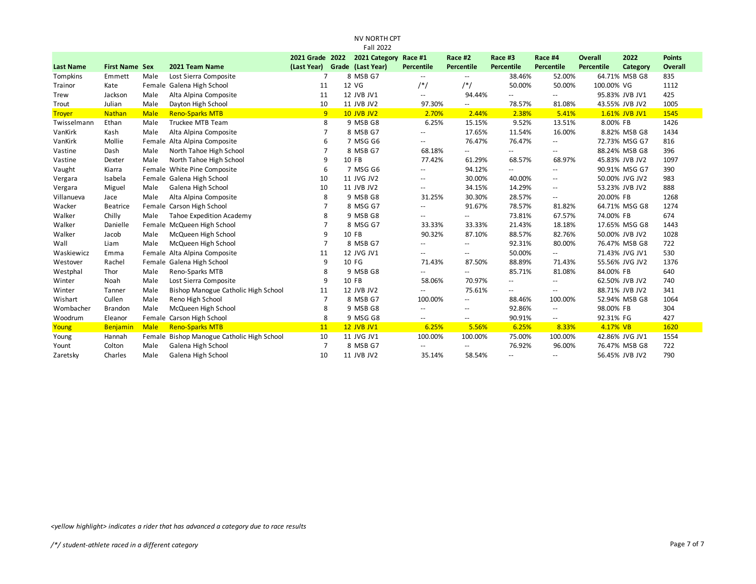NV NORTH CPT
Fall 2022

| Last Name | First Name | Sex | 2021 Team Name | 2021 Grade (Last Year) | 2022 Grade | 2021 Category (Last Year) | Race #1 Percentile | Race #2 Percentile | Race #3 Percentile | Race #4 Percentile | Overall Percentile | 2022 Category | Points Overall |
|---|---|---|---|---|---|---|---|---|---|---|---|---|---|
| Tompkins | Emmett | Male | Lost Sierra Composite | 7 | 8 | MSB G7 | -- | -- | 38.46% | 52.00% | 64.71% | MSB G8 | 835 |
| Trainor | Kate | Female | Galena High School | 11 | 12 | VG | /*/ | /*/ | 50.00% | 50.00% | 100.00% | VG | 1112 |
| Trew | Jackson | Male | Alta Alpina Composite | 11 | 12 | JVB JV1 | -- | 94.44% | -- | -- | 95.83% | JVB JV1 | 425 |
| Trout | Julian | Male | Dayton High School | 10 | 11 | JVB JV2 | 97.30% | -- | 78.57% | 81.08% | 43.55% | JVB JV2 | 1005 |
| Troyer | Nathan | Male | Reno-Sparks MTB | 9 | 10 | JVB JV2 | 2.70% | 2.44% | 2.38% | 5.41% | 1.61% | JVB JV1 | 1545 |
| Twisselmann | Ethan | Male | Truckee MTB Team | 8 | 9 | MSB G8 | 6.25% | 15.15% | 9.52% | 13.51% | 8.00% | FB | 1426 |
| VanKirk | Kash | Male | Alta Alpina Composite | 7 | 8 | MSB G7 | -- | 17.65% | 11.54% | 16.00% | 8.82% | MSB G8 | 1434 |
| VanKirk | Mollie | Female | Alta Alpina Composite | 6 | 7 | MSG G6 | -- | 76.47% | 76.47% | -- | 72.73% | MSG G7 | 816 |
| Vastine | Dash | Male | North Tahoe High School | 7 | 8 | MSB G7 | 68.18% | -- | -- | -- | 88.24% | MSB G8 | 396 |
| Vastine | Dexter | Male | North Tahoe High School | 9 | 10 | FB | 77.42% | 61.29% | 68.57% | 68.97% | 45.83% | JVB JV2 | 1097 |
| Vaught | Kiarra | Female | White Pine Composite | 6 | 7 | MSG G6 | -- | 94.12% | -- | -- | 90.91% | MSG G7 | 390 |
| Vergara | Isabela | Female | Galena High School | 10 | 11 | JVG JV2 | -- | 30.00% | 40.00% | -- | 50.00% | JVG JV2 | 983 |
| Vergara | Miguel | Male | Galena High School | 10 | 11 | JVB JV2 | -- | 34.15% | 14.29% | -- | 53.23% | JVB JV2 | 888 |
| Villanueva | Jace | Male | Alta Alpina Composite | 8 | 9 | MSB G8 | 31.25% | 30.30% | 28.57% | -- | 20.00% | FB | 1268 |
| Wacker | Beatrice | Female | Carson High School | 7 | 8 | MSG G7 | -- | 91.67% | 78.57% | 81.82% | 64.71% | MSG G8 | 1274 |
| Walker | Chilly | Male | Tahoe Expedition Academy | 8 | 9 | MSB G8 | -- | -- | 73.81% | 67.57% | 74.00% | FB | 674 |
| Walker | Danielle | Female | McQueen High School | 7 | 8 | MSG G7 | 33.33% | 33.33% | 21.43% | 18.18% | 17.65% | MSG G8 | 1443 |
| Walker | Jacob | Male | McQueen High School | 9 | 10 | FB | 90.32% | 87.10% | 88.57% | 82.76% | 50.00% | JVB JV2 | 1028 |
| Wall | Liam | Male | McQueen High School | 7 | 8 | MSB G7 | -- | -- | 92.31% | 80.00% | 76.47% | MSB G8 | 722 |
| Waskiewicz | Emma | Female | Alta Alpina Composite | 11 | 12 | JVG JV1 | -- | -- | 50.00% | -- | 71.43% | JVG JV1 | 530 |
| Westover | Rachel | Female | Galena High School | 9 | 10 | FG | 71.43% | 87.50% | 88.89% | 71.43% | 55.56% | JVG JV2 | 1376 |
| Westphal | Thor | Male | Reno-Sparks MTB | 8 | 9 | MSB G8 | -- | -- | 85.71% | 81.08% | 84.00% | FB | 640 |
| Winter | Noah | Male | Lost Sierra Composite | 9 | 10 | FB | 58.06% | 70.97% | -- | -- | 62.50% | JVB JV2 | 740 |
| Winter | Tanner | Male | Bishop Manogue Catholic High School | 11 | 12 | JVB JV2 | -- | 75.61% | -- | -- | 88.71% | JVB JV2 | 341 |
| Wishart | Cullen | Male | Reno High School | 7 | 8 | MSB G7 | 100.00% | -- | 88.46% | 100.00% | 52.94% | MSB G8 | 1064 |
| Wombacher | Brandon | Male | McQueen High School | 8 | 9 | MSB G8 | -- | -- | 92.86% | -- | 98.00% | FB | 304 |
| Woodrum | Eleanor | Female | Carson High School | 8 | 9 | MSG G8 | -- | -- | 90.91% | -- | 92.31% | FG | 427 |
| Young | Benjamin | Male | Reno-Sparks MTB | 11 | 12 | JVB JV1 | 6.25% | 5.56% | 6.25% | 8.33% | 4.17% | VB | 1620 |
| Young | Hannah | Female | Bishop Manogue Catholic High School | 10 | 11 | JVG JV1 | 100.00% | 100.00% | 75.00% | 100.00% | 42.86% | JVG JV1 | 1554 |
| Yount | Colton | Male | Galena High School | 7 | 8 | MSB G7 | -- | -- | 76.92% | 96.00% | 76.47% | MSB G8 | 722 |
| Zaretsky | Charles | Male | Galena High School | 10 | 11 | JVB JV2 | 35.14% | 58.54% | -- | -- | 56.45% | JVB JV2 | 790 |

*<yellow highlight> indicates a rider that has advanced a category due to race results*

*/*/ student-athlete raced in a different category*